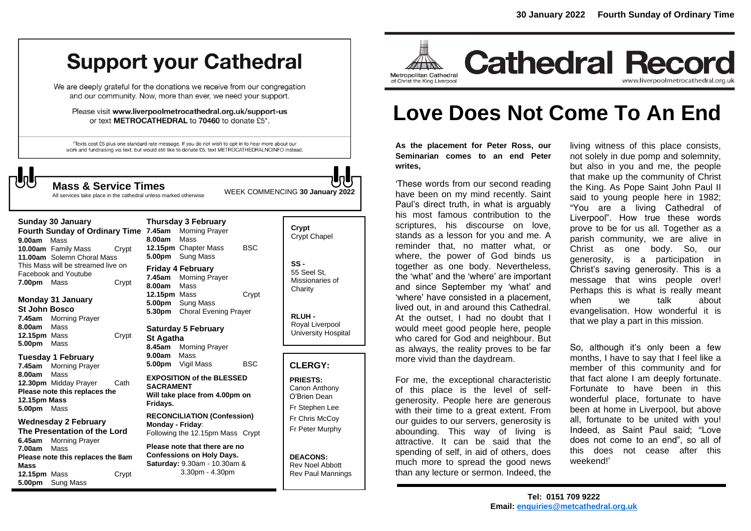# Support your Cathedral

We are deeply grateful for the donations we receive from our congregation and our community. Now, more than ever, we need your support.

Please visit **www.liverpoolmetrocathedral.org.uk/support-us** or text **METROCATHEDRAL** to **70460** to donate £5*.

*Texts cost £5 plus one standard rate message. If you do not wish to opt-in to hear more about our work and fundraising via text, but would still like to donate £5, text METROCATHEDRALNOINFO instead.

## Mass & Service Times

All services take place in the cathedral unless marked otherwise

WEEK COMMENCING **30 January 2022**

**Sunday 30 January**
**Fourth Sunday of Ordinary Time**
**9.00am** Mass
**10.00am** Family Mass Crypt
**11.00am** Solemn Choral Mass
This Mass will be streamed live on Facebook and Youtube
**7.00pm** Mass Crypt

**Monday 31 January**
**St John Bosco**
**7.45am** Morning Prayer
**8.00am** Mass
**12.15pm** Mass Crypt
**5.00pm** Mass

**Tuesday 1 February**
**7.45am** Morning Prayer
**8.00am** Mass
**12.30pm** Midday Prayer Cath
**Please note this replaces the 12.15pm Mass**
**5.00pm** Mass

**Wednesday 2 February**
**The Presentation of the Lord**
**6.45am** Morning Prayer
**7.00am** Mass
**Please note this replaces the 8am Mass**
**12.15pm** Mass Crypt
**5.00pm** Sung Mass

**Thursday 3 February**
**7.45am** Morning Prayer
**8.00am** Mass
**12.15pm** Chapter Mass BSC
**5.00pm** Sung Mass

**Friday 4 February**
**7.45am** Morning Prayer
**8.00am** Mass
**12.15pm** Mass Crypt
**5.00pm** Sung Mass
**5.30pm** Choral Evening Prayer

**Saturday 5 February**
**St Agatha**
**8.45am** Morning Prayer
**9.00am** Mass
**5.00pm** Vigil Mass BSC

**EXPOSITION of the BLESSED SACRAMENT**
**Will take place from 4.00pm on Fridays.**

**RECONCILIATION (Confession)**
**Monday - Friday**:
Following the 12.15pm Mass Crypt

**Please note that there are no Confessions on Holy Days.**
**Saturday:** 9.30am - 10.30am & 3.30pm - 4.30pm

**Crypt**
Crypt Chapel

**SS -**
55 Seel St, Missionaries of Charity

**RLUH -**
Royal Liverpool University Hospital

## CLERGY:

**PRIESTS:**
Canon Anthony O'Brien Dean
Fr Stephen Lee
Fr Chris McCoy
Fr Peter Murphy

**DEACONS:**
Rev Noel Abbott
Rev Paul Mannings

30 January 2022 Fourth Sunday of Ordinary Time

Metropolitan Cathedral of Christ the King Liverpool

# Cathedral Record

www.liverpoolmetrocathedral.org.uk

# Love Does Not Come To An End

**As the placement for Peter Ross, our Seminarian comes to an end Peter writes,**

'These words from our second reading have been on my mind recently. Saint Paul's direct truth, in what is arguably his most famous contribution to the scriptures, his discourse on love, stands as a lesson for you and me. A reminder that, no matter what, or where, the power of God binds us together as one body. Nevertheless, the 'what' and the 'where' are important and since September my 'what' and 'where' have consisted in a placement, lived out, in and around this Cathedral. At the outset, I had no doubt that I would meet good people here, people who cared for God and neighbour. But as always, the reality proves to be far more vivid than the daydream.

For me, the exceptional characteristic of this place is the level of self-generosity. People here are generous with their time to a great extent. From our guides to our servers, generosity is abounding. This way of living is attractive. It can be said that the spending of self, in aid of others, does much more to spread the good news than any lecture or sermon. Indeed, the living witness of this place consists, not solely in due pomp and solemnity, but also in you and me, the people that make up the community of Christ the King. As Pope Saint John Paul II said to young people here in 1982; "You are a living Cathedral of Liverpool". How true these words prove to be for us all. Together as a parish community, we are alive in Christ as one body. So, our generosity, is a participation in Christ's saving generosity. This is a message that wins people over! Perhaps this is what is really meant when we talk about evangelisation. How wonderful it is that we play a part in this mission.

So, although it's only been a few months, I have to say that I feel like a member of this community and for that fact alone I am deeply fortunate. Fortunate to have been in this wonderful place, fortunate to have been at home in Liverpool, but above all, fortunate to be united with you! Indeed, as Saint Paul said; "Love does not come to an end", so all of this does not cease after this weekend!'

**Tel: 0151 709 9222**
**Email: enquiries@metcathedral.org.uk**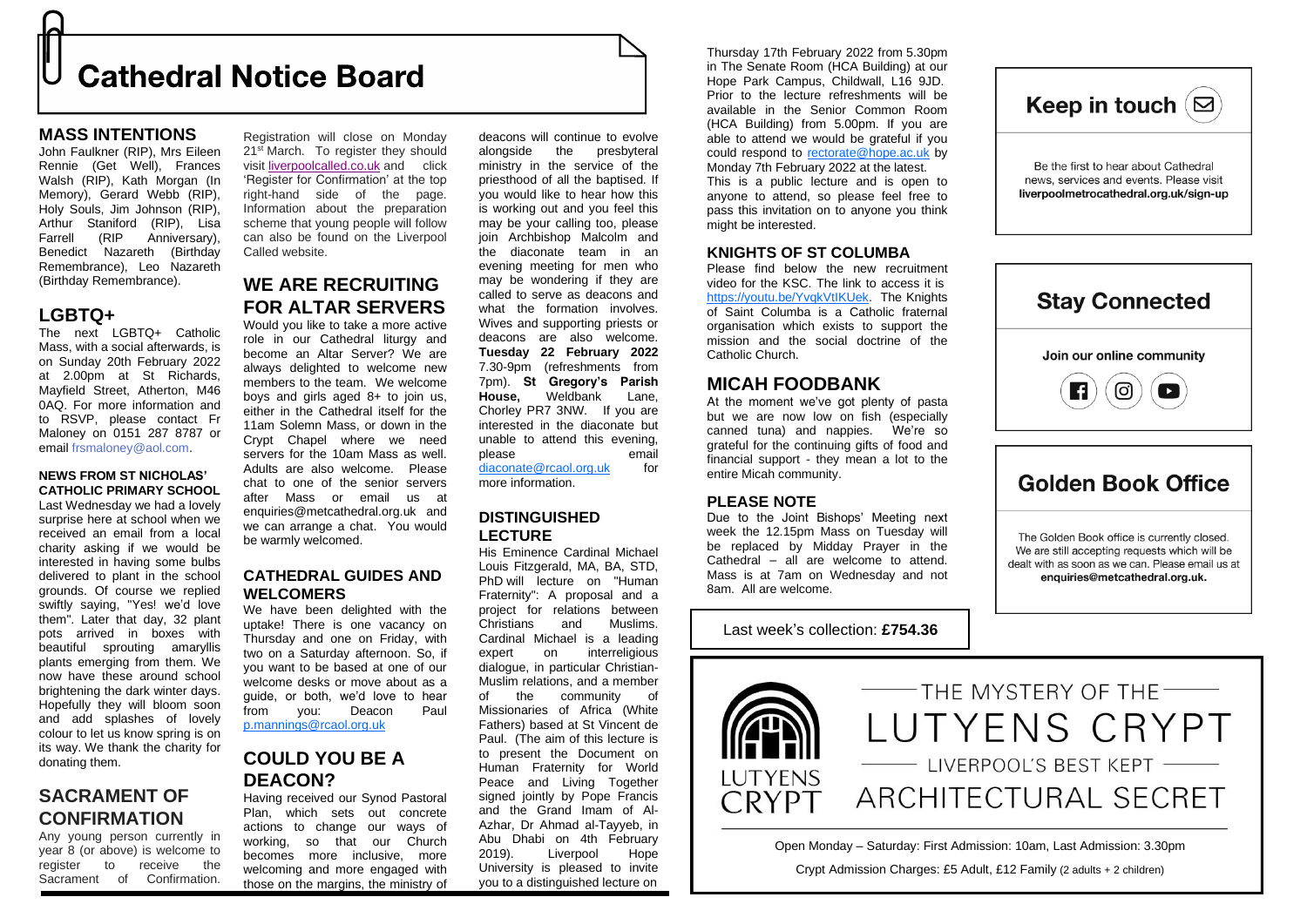# Cathedral Notice Board

## MASS INTENTIONS

John Faulkner (RIP), Mrs Eileen Rennie (Get Well), Frances Walsh (RIP), Kath Morgan (In Memory), Gerard Webb (RIP), Holy Souls, Jim Johnson (RIP), Arthur Staniford (RIP), Lisa Farrell (RIP Anniversary), Benedict Nazareth (Birthday Remembrance), Leo Nazareth (Birthday Remembrance).

## LGBTQ+

The next LGBTQ+ Catholic Mass, with a social afterwards, is on Sunday 20th February 2022 at 2.00pm at St Richards, Mayfield Street, Atherton, M46 0AQ. For more information and to RSVP, please contact Fr Maloney on 0151 287 8787 or email frsmaloney@aol.com.

### NEWS FROM ST NICHOLAS' CATHOLIC PRIMARY SCHOOL

Last Wednesday we had a lovely surprise here at school when we received an email from a local charity asking if we would be interested in having some bulbs delivered to plant in the school grounds. Of course we replied swiftly saying, "Yes! we'd love them". Later that day, 32 plant pots arrived in boxes with beautiful sprouting amaryllis plants emerging from them. We now have these around school brightening the dark winter days. Hopefully they will bloom soon and add splashes of lovely colour to let us know spring is on its way. We thank the charity for donating them.

## SACRAMENT OF CONFIRMATION

Any young person currently in year 8 (or above) is welcome to register to receive the Sacrament of Confirmation. Registration will close on Monday 21st March. To register they should visit liverpoolcalled.co.uk and click 'Register for Confirmation' at the top right-hand side of the page. Information about the preparation scheme that young people will follow can also be found on the Liverpool Called website.

## WE ARE RECRUITING FOR ALTAR SERVERS

Would you like to take a more active role in our Cathedral liturgy and become an Altar Server? We are always delighted to welcome new members to the team. We welcome boys and girls aged 8+ to join us, either in the Cathedral itself for the 11am Solemn Mass, or down in the Crypt Chapel where we need servers for the 10am Mass as well. Adults are also welcome. Please chat to one of the senior servers after Mass or email us at enquiries@metcathedral.org.uk and we can arrange a chat. You would be warmly welcomed.

### CATHEDRAL GUIDES AND WELCOMERS

We have been delighted with the uptake! There is one vacancy on Thursday and one on Friday, with two on a Saturday afternoon. So, if you want to be based at one of our welcome desks or move about as a guide, or both, we'd love to hear from you: Deacon Paul p.mannings@rcaol.org.uk

## COULD YOU BE A DEACON?

Having received our Synod Pastoral Plan, which sets out concrete actions to change our ways of working, so that our Church becomes more inclusive, more welcoming and more engaged with those on the margins, the ministry of deacons will continue to evolve alongside the presbyteral ministry in the service of the priesthood of all the baptised. If you would like to hear how this is working out and you feel this may be your calling too, please join Archbishop Malcolm and the diaconate team in an evening meeting for men who may be wondering if they are called to serve as deacons and what the formation involves. Wives and supporting priests or deacons are also welcome. **Tuesday 22 February 2022** 7.30-9pm (refreshments from 7pm). **St Gregory's Parish House,** Weldbank Lane, Chorley PR7 3NW. If you are interested in the diaconate but unable to attend this evening, please email diaconate@rcaol.org.uk for more information.

### DISTINGUISHED LECTURE

His Eminence Cardinal Michael Louis Fitzgerald, MA, BA, STD, PhD will lecture on "Human Fraternity": A proposal and a project for relations between Christians and Muslims. Cardinal Michael is a leading expert on interreligious dialogue, in particular Christian-Muslim relations, and a member of the community of Missionaries of Africa (White Fathers) based at St Vincent de Paul. (The aim of this lecture is to present the Document on Human Fraternity for World Peace and Living Together signed jointly by Pope Francis and the Grand Imam of Al-Azhar, Dr Ahmad al-Tayyeb, in Abu Dhabi on 4th February 2019). Liverpool Hope University is pleased to invite you to a distinguished lecture on Thursday 17th February 2022 from 5.30pm in The Senate Room (HCA Building) at our Hope Park Campus, Childwall, L16 9JD. Prior to the lecture refreshments will be available in the Senior Common Room (HCA Building) from 5.00pm. If you are able to attend we would be grateful if you could respond to rectorate@hope.ac.uk by Monday 7th February 2022 at the latest. This is a public lecture and is open to anyone to attend, so please feel free to pass this invitation on to anyone you think might be interested.

### KNIGHTS OF ST COLUMBA

Please find below the new recruitment video for the KSC. The link to access it is https://youtu.be/YvqkVtIKUek. The Knights of Saint Columba is a Catholic fraternal organisation which exists to support the mission and the social doctrine of the Catholic Church.

## MICAH FOODBANK

At the moment we've got plenty of pasta but we are now low on fish (especially canned tuna) and nappies. We're so grateful for the continuing gifts of food and financial support - they mean a lot to the entire Micah community.

### PLEASE NOTE

Due to the Joint Bishops' Meeting next week the 12.15pm Mass on Tuesday will be replaced by Midday Prayer in the Cathedral – all are welcome to attend. Mass is at 7am on Wednesday and not 8am. All are welcome.

Last week's collection: **£754.36**

## Keep in touch

Be the first to hear about Cathedral news, services and events. Please visit **liverpoolmetrocathedral.org.uk/sign-up**

## Stay Connected

Join our online community

## Golden Book Office

The Golden Book office is currently closed. We are still accepting requests which will be dealt with as soon as we can. Please email us at **enquiries@metcathedral.org.uk.**

THE MYSTERY OF THE LUTYENS CRYPT — LIVERPOOL'S BEST KEPT ARCHITECTURAL SECRET

Open Monday – Saturday: First Admission: 10am, Last Admission: 3.30pm

Crypt Admission Charges: £5 Adult, £12 Family (2 adults + 2 children)